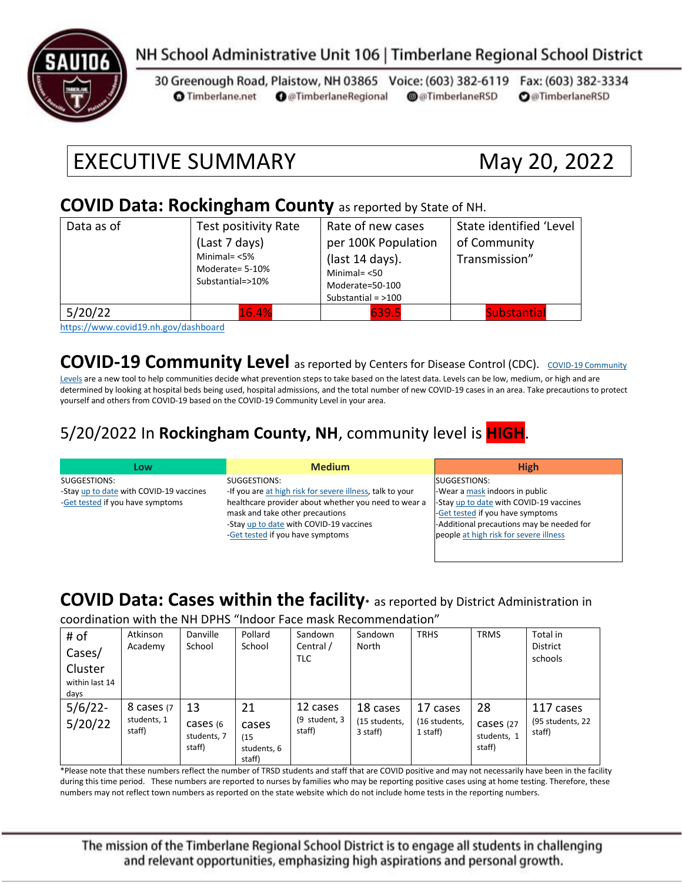NH School Administrative Unit 106 | Timberlane Regional School District

30 Greenough Road, Plaistow, NH 03865 Voice: (603) 382-6119 Fax: (603) 382-3334
Timberlane.net @TimberlaneRegional @TimberlaneRSD @TimberlaneRSD

# EXECUTIVE SUMMARY May 20, 2022

## COVID Data: Rockingham County as reported by State of NH.

| Data as of | Test positivity Rate (Last 7 days) Minimal= <5% Moderate= 5-10% Substantial=>10% | Rate of new cases per 100K Population (last 14 days). Minimal= <50 Moderate=50-100 Substantial = >100 | State identified 'Level of Community Transmission" |
|---|---|---|---|
| 5/20/22 | 16.4% | 639.5 | Substantial |

https://www.covid19.nh.gov/dashboard

## COVID-19 Community Level as reported by Centers for Disease Control (CDC).

COVID-19 Community Levels are a new tool to help communities decide what prevention steps to take based on the latest data. Levels can be low, medium, or high and are determined by looking at hospital beds being used, hospital admissions, and the total number of new COVID-19 cases in an area. Take precautions to protect yourself and others from COVID-19 based on the COVID-19 Community Level in your area.

## 5/20/2022 In **Rockingham County, NH**, community level is **HIGH**.

| Low | Medium | High |
|---|---|---|
| SUGGESTIONS:<br>-Stay up to date with COVID-19 vaccines<br>-Get tested if you have symptoms | SUGGESTIONS:<br>-If you are at high risk for severe illness, talk to your healthcare provider about whether you need to wear a mask and take other precautions<br>-Stay up to date with COVID-19 vaccines<br>-Get tested if you have symptoms | SUGGESTIONS:<br>-Wear a mask indoors in public<br>-Stay up to date with COVID-19 vaccines<br>-Get tested if you have symptoms<br>-Additional precautions may be needed for people at high risk for severe illness |

## COVID Data: Cases within the facility* as reported by District Administration in coordination with the NH DPHS "Indoor Face mask Recommendation"

| # of Cases/ Cluster within last 14 days | Atkinson Academy | Danville School | Pollard School | Sandown Central / TLC | Sandown North | TRHS | TRMS | Total in District schools |
|---|---|---|---|---|---|---|---|---|
| 5/6/22-5/20/22 | 8 cases (7 students, 1 staff) | 13 cases (6 students, 7 staff) | 21 cases (15 students, 6 staff) | 12 cases (9 student, 3 staff) | 18 cases (15 students, 3 staff) | 17 cases (16 students, 1 staff) | 28 cases (27 students, 1 staff) | 117 cases (95 students, 22 staff) |

*Please note that these numbers reflect the number of TRSD students and staff that are COVID positive and may not necessarily have been in the facility during this time period. These numbers are reported to nurses by families who may be reporting positive cases using at home testing. Therefore, these numbers may not reflect town numbers as reported on the state website which do not include home tests in the reporting numbers.

The mission of the Timberlane Regional School District is to engage all students in challenging and relevant opportunities, emphasizing high aspirations and personal growth.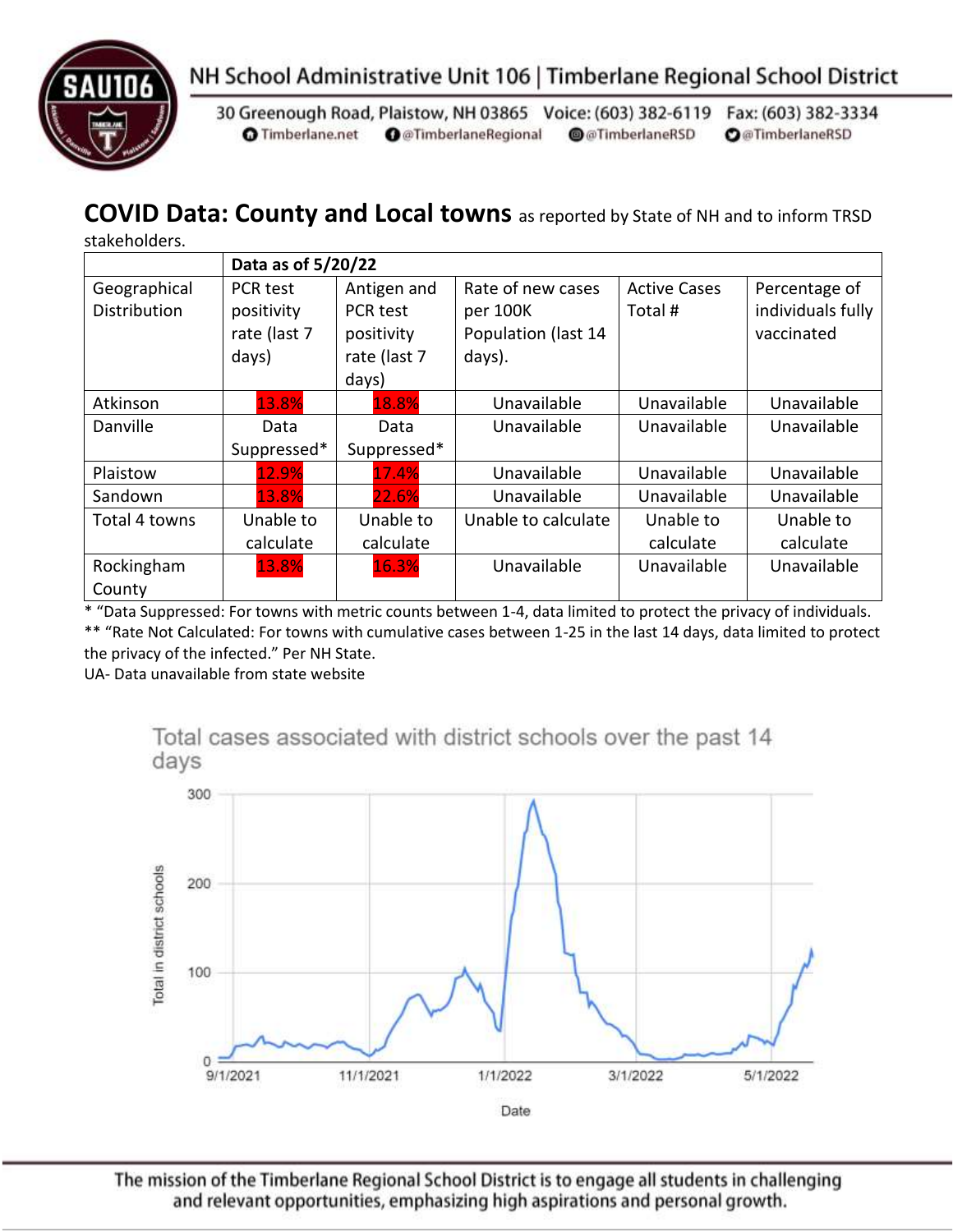NH School Administrative Unit 106 | Timberlane Regional School District

30 Greenough Road, Plaistow, NH 03865 Voice: (603) 382-6119 Fax: (603) 382-3334
Timberlane.net @TimberlaneRegional @TimberlaneRSD @TimberlaneRSD

## COVID Data: County and Local towns as reported by State of NH and to inform TRSD stakeholders.

| | Data as of 5/20/22 | | | | |
|---|---|---|---|---|---|
| Geographical Distribution | PCR test positivity rate (last 7 days) | Antigen and PCR test positivity rate (last 7 days) | Rate of new cases per 100K Population (last 14 days). | Active Cases Total # | Percentage of individuals fully vaccinated |
| Atkinson | 13.8% | 18.8% | Unavailable | Unavailable | Unavailable |
| Danville | Data Suppressed* | Data Suppressed* | Unavailable | Unavailable | Unavailable |
| Plaistow | 12.9% | 17.4% | Unavailable | Unavailable | Unavailable |
| Sandown | 13.8% | 22.6% | Unavailable | Unavailable | Unavailable |
| Total 4 towns | Unable to calculate | Unable to calculate | Unable to calculate | Unable to calculate | Unable to calculate |
| Rockingham County | 13.8% | 16.3% | Unavailable | Unavailable | Unavailable |

* "Data Suppressed: For towns with metric counts between 1-4, data limited to protect the privacy of individuals.
** "Rate Not Calculated: For towns with cumulative cases between 1-25 in the last 14 days, data limited to protect the privacy of the infected." Per NH State.
UA- Data unavailable from state website

Total cases associated with district schools over the past 14 days

The mission of the Timberlane Regional School District is to engage all students in challenging and relevant opportunities, emphasizing high aspirations and personal growth.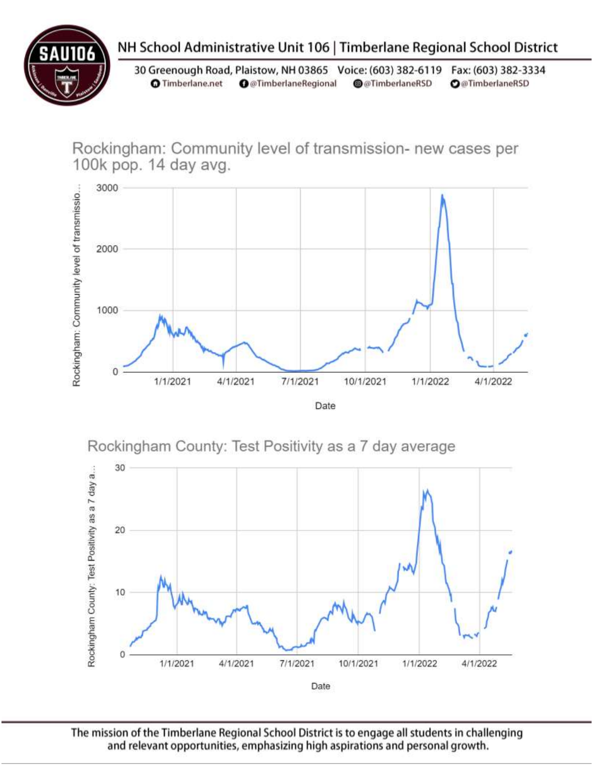NH School Administrative Unit 106 | Timberlane Regional School District

30 Greenough Road, Plaistow, NH 03865 Voice: (603) 382-6119 Fax: (603) 382-3334
Timberlane.net @TimberlaneRegional @TimberlaneRSD @TimberlaneRSD

## Rockingham: Community level of transmission- new cases per 100k pop. 14 day avg.

Rockingham: Community level of transmissio...

3000
2000
1000
0

1/1/2021 4/1/2021 7/1/2021 10/1/2021 1/1/2022 4/1/2022

Date

## Rockingham County: Test Positivity as a 7 day average

Rockingham County: Test Positivity as a 7 day a...

30
20
10
0

1/1/2021 4/1/2021 7/1/2021 10/1/2021 1/1/2022 4/1/2022

Date

The mission of the Timberlane Regional School District is to engage all students in challenging and relevant opportunities, emphasizing high aspirations and personal growth.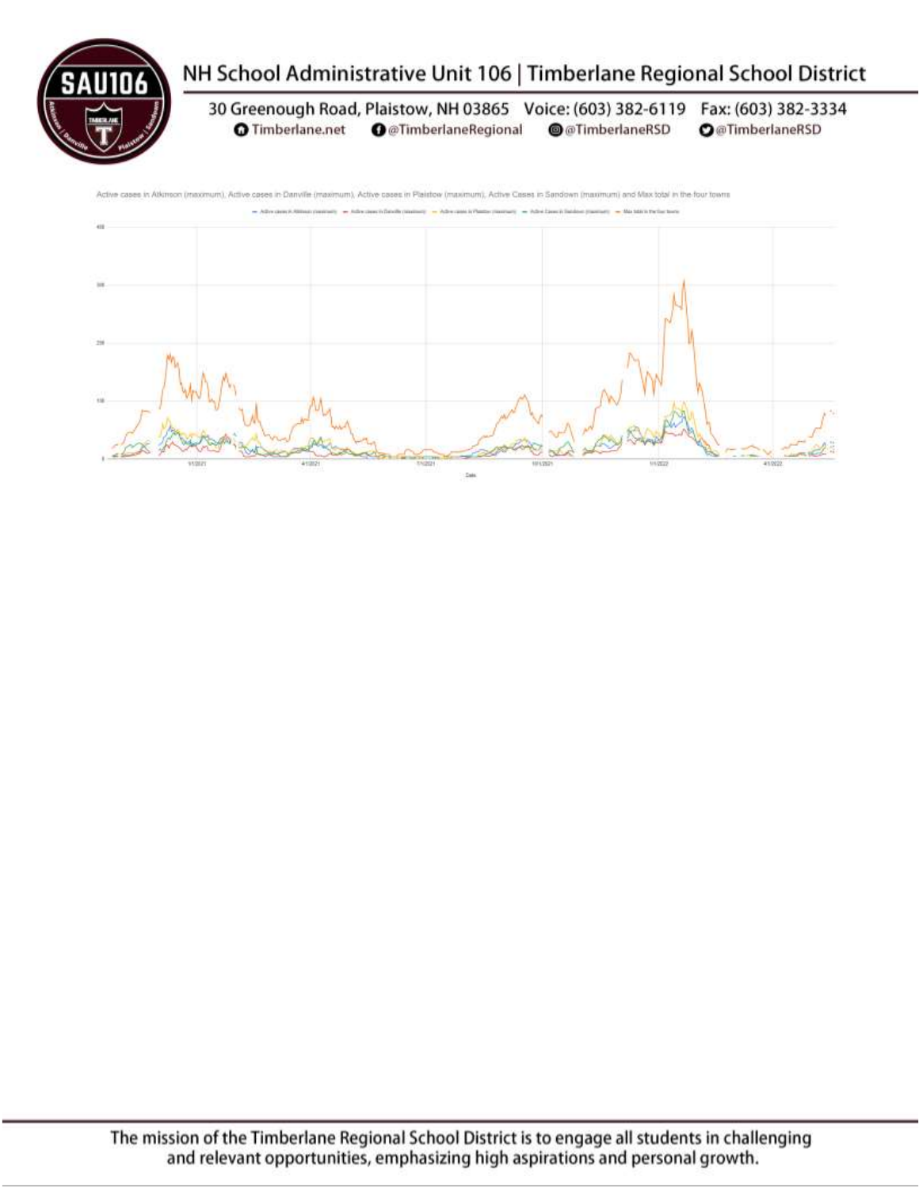Active cases in Atkinson (maximum), Active cases in Danville (maximum), Active cases in Plaistow (maximum), Active Cases in Sandown (maximum) and Max total in the four towns

Active cases in Atkinson (maximum) · Active cases in Danville (maximum) · Active cases in Plaistow (maximum) · Active Cases in Sandown (maximum) · Max total in the four towns

400

300

200

100

0

1/1/2021

4/1/2021

7/1/2021

10/1/2021

1/1/2022

4/1/2022

Date